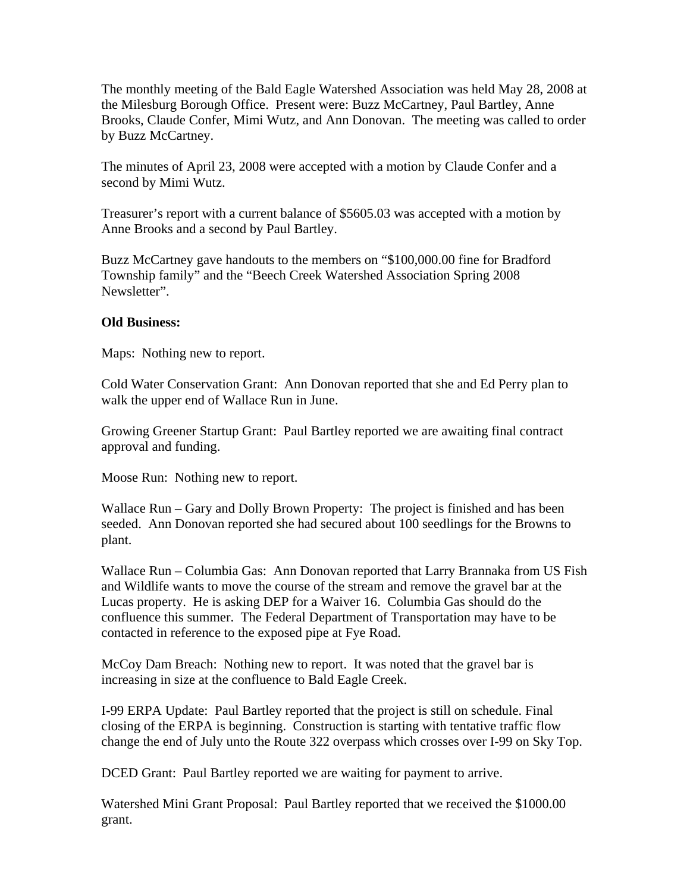The monthly meeting of the Bald Eagle Watershed Association was held May 28, 2008 at the Milesburg Borough Office. Present were: Buzz McCartney, Paul Bartley, Anne Brooks, Claude Confer, Mimi Wutz, and Ann Donovan. The meeting was called to order by Buzz McCartney.

The minutes of April 23, 2008 were accepted with a motion by Claude Confer and a second by Mimi Wutz.

Treasurer's report with a current balance of $5605.03 was accepted with a motion by Anne Brooks and a second by Paul Bartley.

Buzz McCartney gave handouts to the members on "$100,000.00 fine for Bradford Township family" and the "Beech Creek Watershed Association Spring 2008 Newsletter".

**Old Business:**

Maps: Nothing new to report.

Cold Water Conservation Grant: Ann Donovan reported that she and Ed Perry plan to walk the upper end of Wallace Run in June.

Growing Greener Startup Grant: Paul Bartley reported we are awaiting final contract approval and funding.

Moose Run: Nothing new to report.

Wallace Run – Gary and Dolly Brown Property: The project is finished and has been seeded. Ann Donovan reported she had secured about 100 seedlings for the Browns to plant.

Wallace Run – Columbia Gas: Ann Donovan reported that Larry Brannaka from US Fish and Wildlife wants to move the course of the stream and remove the gravel bar at the Lucas property. He is asking DEP for a Waiver 16. Columbia Gas should do the confluence this summer. The Federal Department of Transportation may have to be contacted in reference to the exposed pipe at Fye Road.

McCoy Dam Breach: Nothing new to report. It was noted that the gravel bar is increasing in size at the confluence to Bald Eagle Creek.

I-99 ERPA Update: Paul Bartley reported that the project is still on schedule. Final closing of the ERPA is beginning. Construction is starting with tentative traffic flow change the end of July unto the Route 322 overpass which crosses over I-99 on Sky Top.

DCED Grant: Paul Bartley reported we are waiting for payment to arrive.

Watershed Mini Grant Proposal: Paul Bartley reported that we received the $1000.00 grant.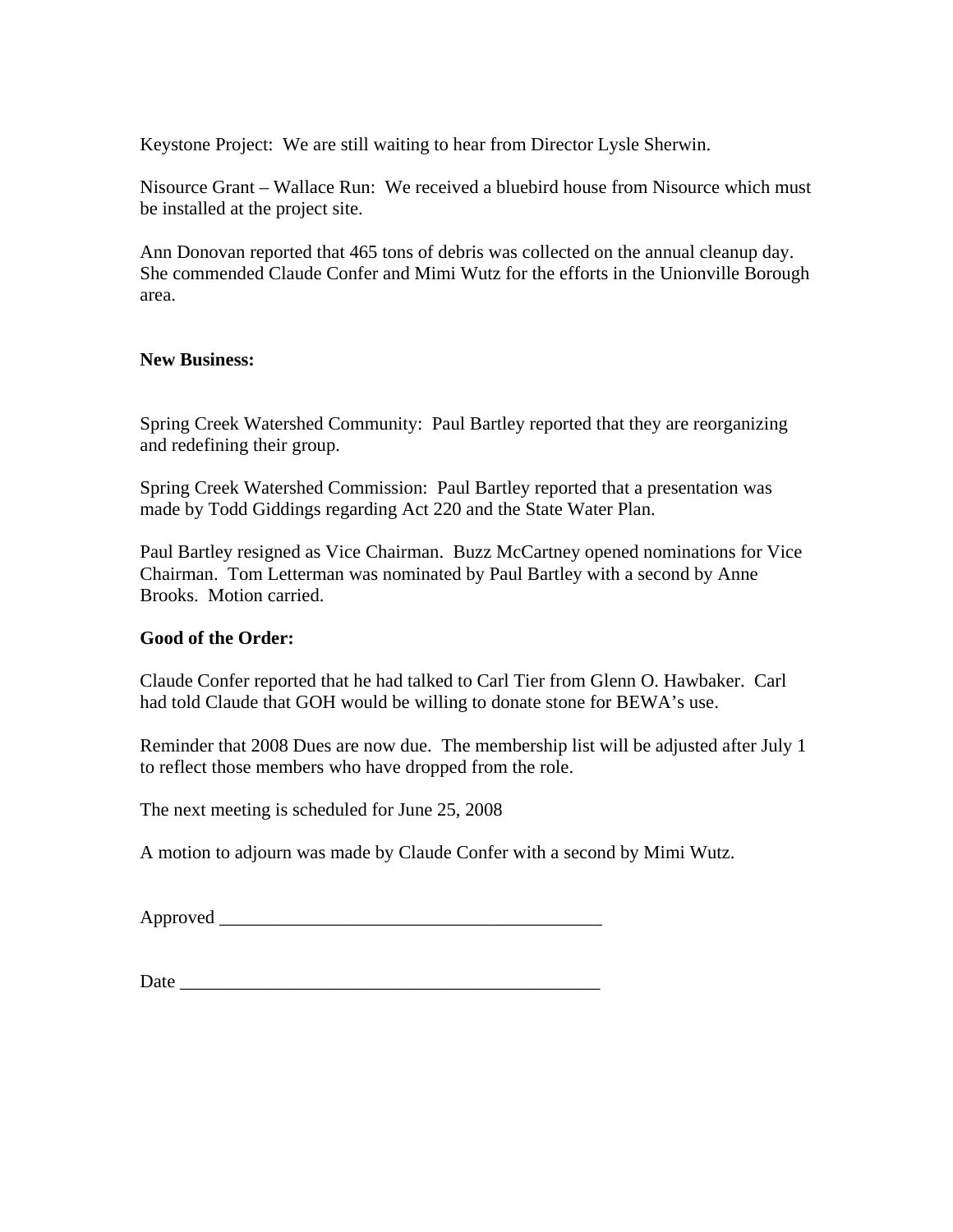Keystone Project: We are still waiting to hear from Director Lysle Sherwin.

Nisource Grant – Wallace Run: We received a bluebird house from Nisource which must be installed at the project site.

Ann Donovan reported that 465 tons of debris was collected on the annual cleanup day. She commended Claude Confer and Mimi Wutz for the efforts in the Unionville Borough area.

**New Business:**

Spring Creek Watershed Community: Paul Bartley reported that they are reorganizing and redefining their group.

Spring Creek Watershed Commission: Paul Bartley reported that a presentation was made by Todd Giddings regarding Act 220 and the State Water Plan.

Paul Bartley resigned as Vice Chairman. Buzz McCartney opened nominations for Vice Chairman. Tom Letterman was nominated by Paul Bartley with a second by Anne Brooks. Motion carried.

**Good of the Order:**

Claude Confer reported that he had talked to Carl Tier from Glenn O. Hawbaker. Carl had told Claude that GOH would be willing to donate stone for BEWA's use.

Reminder that 2008 Dues are now due. The membership list will be adjusted after July 1 to reflect those members who have dropped from the role.

The next meeting is scheduled for June 25, 2008

A motion to adjourn was made by Claude Confer with a second by Mimi Wutz.

Approved ________________________________________

Date ____________________________________________